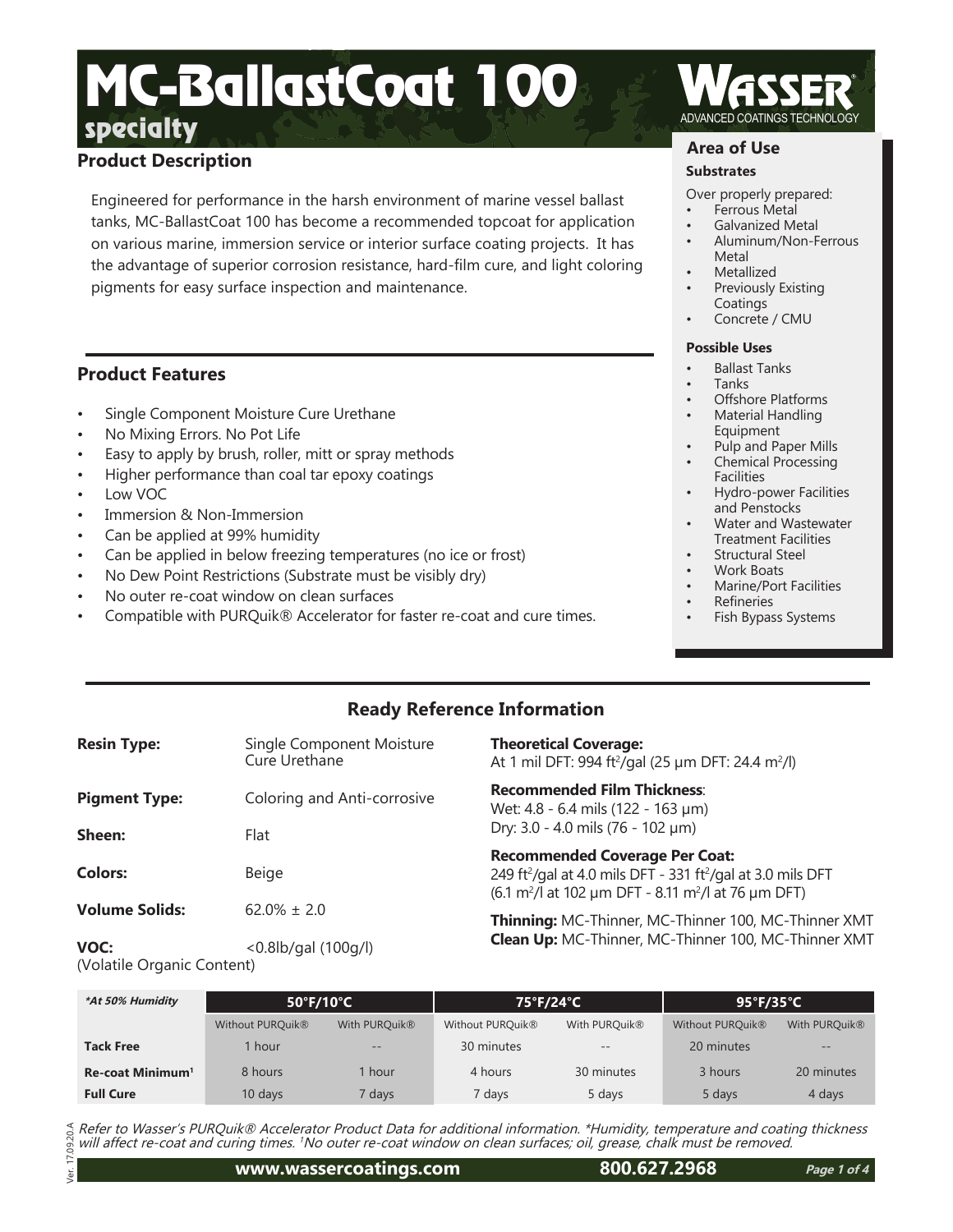# MC-BallastCoat 100

**specialty**

WASSER® ADVANCED COATINGS TECHNOLOGY

## Product Description

Engineered for performance in the harsh environment of marine vessel ballast tanks, MC-BallastCoat 100 has become a recommended topcoat for application on various marine, immersion service or interior surface coating projects. It has the advantage of superior corrosion resistance, hard-film cure, and light coloring pigments for easy surface inspection and maintenance.

## Product Features

- Single Component Moisture Cure Urethane
- No Mixing Errors. No Pot Life
- Easy to apply by brush, roller, mitt or spray methods
- Higher performance than coal tar epoxy coatings
- Low VOC
- Immersion & Non-Immersion
- Can be applied at 99% humidity
- Can be applied in below freezing temperatures (no ice or frost)
- No Dew Point Restrictions (Substrate must be visibly dry)
- No outer re-coat window on clean surfaces
- Compatible with PURQuik® Accelerator for faster re-coat and cure times.

## Area of Use

### Substrates

Over properly prepared:

- Ferrous Metal
- Galvanized Metal
- Aluminum/Non-Ferrous Metal
- Metallized
- Previously Existing Coatings
- Concrete / CMU

### Possible Uses

- Ballast Tanks
- Tanks
- Offshore Platforms
- Material Handling Equipment
- Pulp and Paper Mills
- Chemical Processing Facilities
- Hydro-power Facilities and Penstocks
- Water and Wastewater Treatment Facilities
- Structural Steel
- Work Boats
- Marine/Port Facilities
- Refineries
- Fish Bypass Systems

## Ready Reference Information

**Resin Type:** Single Component Moisture Cure Urethane

**Pigment Type:** Coloring and Anti-corrosive

**Sheen:** Flat

**Colors:** Beige

**Volume Solids:** 62.0% ± 2.0

**VOC:** <0.8lb/gal (100g/l)
(Volatile Organic Content)

**Theoretical Coverage:**
At 1 mil DFT: 994 ft$^2$/gal (25 µm DFT: 24.4 m$^2$/l)

**Recommended Film Thickness**:
Wet: 4.8 - 6.4 mils (122 - 163 µm)
Dry: 3.0 - 4.0 mils (76 - 102 µm)

**Recommended Coverage Per Coat:**
249 ft$^2$/gal at 4.0 mils DFT - 331 ft$^2$/gal at 3.0 mils DFT
(6.1 m$^2$/l at 102 µm DFT - 8.11 m$^2$/l at 76 µm DFT)

**Thinning:** MC-Thinner, MC-Thinner 100, MC-Thinner XMT
**Clean Up:** MC-Thinner, MC-Thinner 100, MC-Thinner XMT

| *\*At 50% Humidity* | 50°F/10°C | | 75°F/24°C | | 95°F/35°C | |
|---|---|---|---|---|---|---|
| | Without PURQuik® | With PURQuik® | Without PURQuik® | With PURQuik® | Without PURQuik® | With PURQuik® |
| **Tack Free** | 1 hour | -- | 30 minutes | -- | 20 minutes | -- |
| **Re-coat Minimum[1]** | 8 hours | 1 hour | 4 hours | 30 minutes | 3 hours | 20 minutes |
| **Full Cure** | 10 days | 7 days | 7 days | 5 days | 5 days | 4 days |

*Refer to Wasser's PURQuik® Accelerator Product Data for additional information. \*Humidity, temperature and coating thickness will affect re-coat and curing times. [1]No outer re-coat window on clean surfaces; oil, grease, chalk must be removed.*

Ver. 17.09.20.A

www.wassercoatings.com 800.627.2968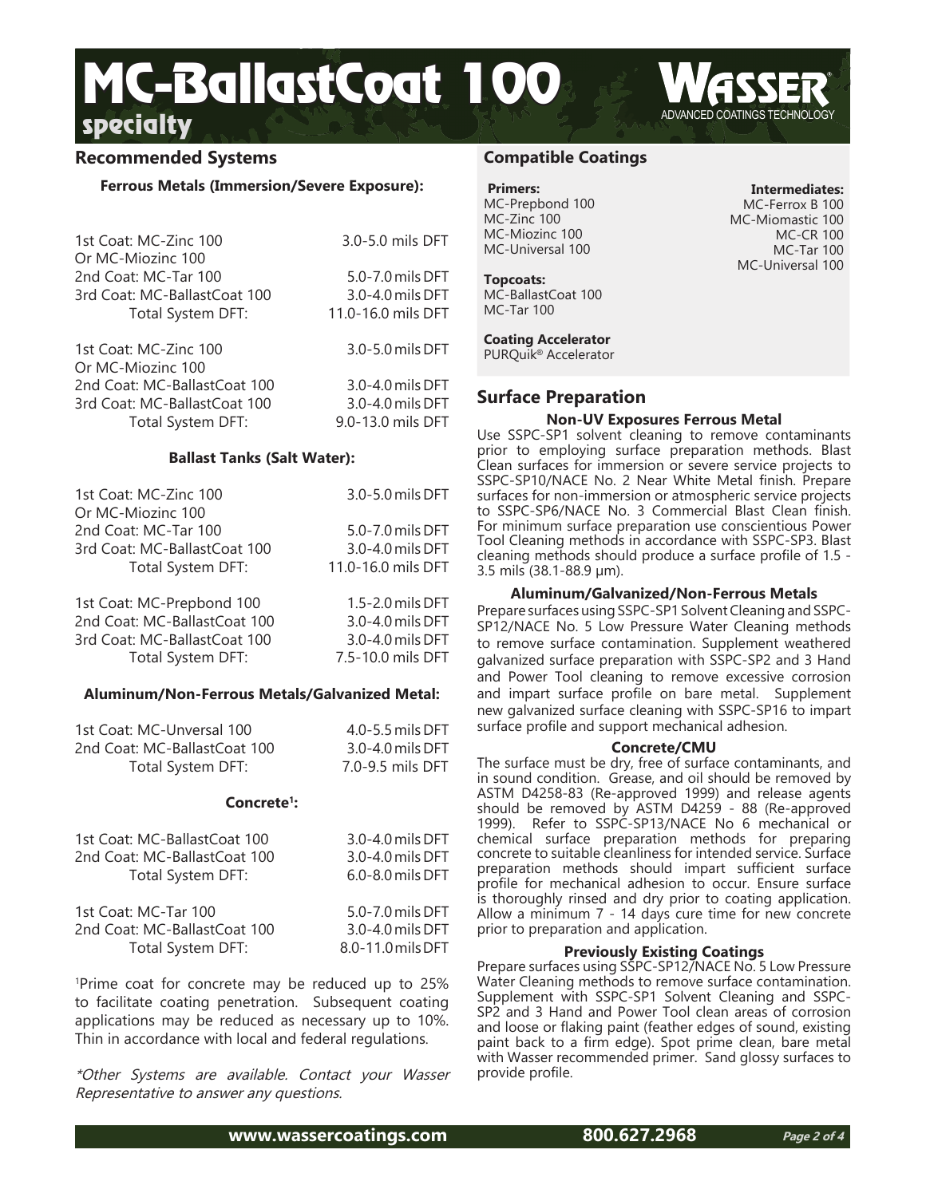# MC-BallastCoat 100

specialty

WASSER ADVANCED COATINGS TECHNOLOGY

## Recommended Systems

**Ferrous Metals (Immersion/Severe Exposure):**

| | |
|---|---|
| 1st Coat: MC-Zinc 100 Or MC-Miozinc 100 | 3.0-5.0 mils DFT |
| 2nd Coat: MC-Tar 100 | 5.0-7.0 mils DFT |
| 3rd Coat: MC-BallastCoat 100 | 3.0-4.0 mils DFT |
| Total System DFT: | 11.0-16.0 mils DFT |

| | |
|---|---|
| 1st Coat: MC-Zinc 100 Or MC-Miozinc 100 | 3.0-5.0 mils DFT |
| 2nd Coat: MC-BallastCoat 100 | 3.0-4.0 mils DFT |
| 3rd Coat: MC-BallastCoat 100 | 3.0-4.0 mils DFT |
| Total System DFT: | 9.0-13.0 mils DFT |

**Ballast Tanks (Salt Water):**

| | |
|---|---|
| 1st Coat: MC-Zinc 100 Or MC-Miozinc 100 | 3.0-5.0 mils DFT |
| 2nd Coat: MC-Tar 100 | 5.0-7.0 mils DFT |
| 3rd Coat: MC-BallastCoat 100 | 3.0-4.0 mils DFT |
| Total System DFT: | 11.0-16.0 mils DFT |

| | |
|---|---|
| 1st Coat: MC-Prepbond 100 | 1.5-2.0 mils DFT |
| 2nd Coat: MC-BallastCoat 100 | 3.0-4.0 mils DFT |
| 3rd Coat: MC-BallastCoat 100 | 3.0-4.0 mils DFT |
| Total System DFT: | 7.5-10.0 mils DFT |

**Aluminum/Non-Ferrous Metals/Galvanized Metal:**

| | |
|---|---|
| 1st Coat: MC-Unversal 100 | 4.0-5.5 mils DFT |
| 2nd Coat: MC-BallastCoat 100 | 3.0-4.0 mils DFT |
| Total System DFT: | 7.0-9.5 mils DFT |

**Concrete[1]:**

| | |
|---|---|
| 1st Coat: MC-BallastCoat 100 | 3.0-4.0 mils DFT |
| 2nd Coat: MC-BallastCoat 100 | 3.0-4.0 mils DFT |
| Total System DFT: | 6.0-8.0 mils DFT |

| | |
|---|---|
| 1st Coat: MC-Tar 100 | 5.0-7.0 mils DFT |
| 2nd Coat: MC-BallastCoat 100 | 3.0-4.0 mils DFT |
| Total System DFT: | 8.0-11.0 mils DFT |

[1]Prime coat for concrete may be reduced up to 25% to facilitate coating penetration. Subsequent coating applications may be reduced as necessary up to 10%. Thin in accordance with local and federal regulations.

*\*Other Systems are available. Contact your Wasser Representative to answer any questions.*

## Compatible Coatings

**Primers:**
MC-Prepbond 100
MC-Zinc 100
MC-Miozinc 100
MC-Universal 100

**Intermediates:**
MC-Ferrox B 100
MC-Miomastic 100
MC-CR 100
MC-Tar 100
MC-Universal 100

**Topcoats:**
MC-BallastCoat 100
MC-Tar 100

**Coating Accelerator**
PURQuik® Accelerator

## Surface Preparation

**Non-UV Exposures Ferrous Metal**

Use SSPC-SP1 solvent cleaning to remove contaminants prior to employing surface preparation methods. Blast Clean surfaces for immersion or severe service projects to SSPC-SP10/NACE No. 2 Near White Metal finish. Prepare surfaces for non-immersion or atmospheric service projects to SSPC-SP6/NACE No. 3 Commercial Blast Clean finish. For minimum surface preparation use conscientious Power Tool Cleaning methods in accordance with SSPC-SP3. Blast cleaning methods should produce a surface profile of 1.5 - 3.5 mils (38.1-88.9 µm).

**Aluminum/Galvanized/Non-Ferrous Metals**

Prepare surfaces using SSPC-SP1 Solvent Cleaning and SSPC-SP12/NACE No. 5 Low Pressure Water Cleaning methods to remove surface contamination. Supplement weathered galvanized surface preparation with SSPC-SP2 and 3 Hand and Power Tool cleaning to remove excessive corrosion and impart surface profile on bare metal. Supplement new galvanized surface cleaning with SSPC-SP16 to impart surface profile and support mechanical adhesion.

**Concrete/CMU**

The surface must be dry, free of surface contaminants, and in sound condition. Grease, and oil should be removed by ASTM D4258-83 (Re-approved 1999) and release agents should be removed by ASTM D4259 - 88 (Re-approved 1999). Refer to SSPC-SP13/NACE No 6 mechanical or chemical surface preparation methods for preparing concrete to suitable cleanliness for intended service. Surface preparation methods should impart sufficient surface profile for mechanical adhesion to occur. Ensure surface is thoroughly rinsed and dry prior to coating application. Allow a minimum 7 - 14 days cure time for new concrete prior to preparation and application.

**Previously Existing Coatings**

Prepare surfaces using SSPC-SP12/NACE No. 5 Low Pressure Water Cleaning methods to remove surface contamination. Supplement with SSPC-SP1 Solvent Cleaning and SSPC-SP2 and 3 Hand and Power Tool clean areas of corrosion and loose or flaking paint (feather edges of sound, existing paint back to a firm edge). Spot prime clean, bare metal with Wasser recommended primer. Sand glossy surfaces to provide profile.

www.wassercoatings.com 800.627.2968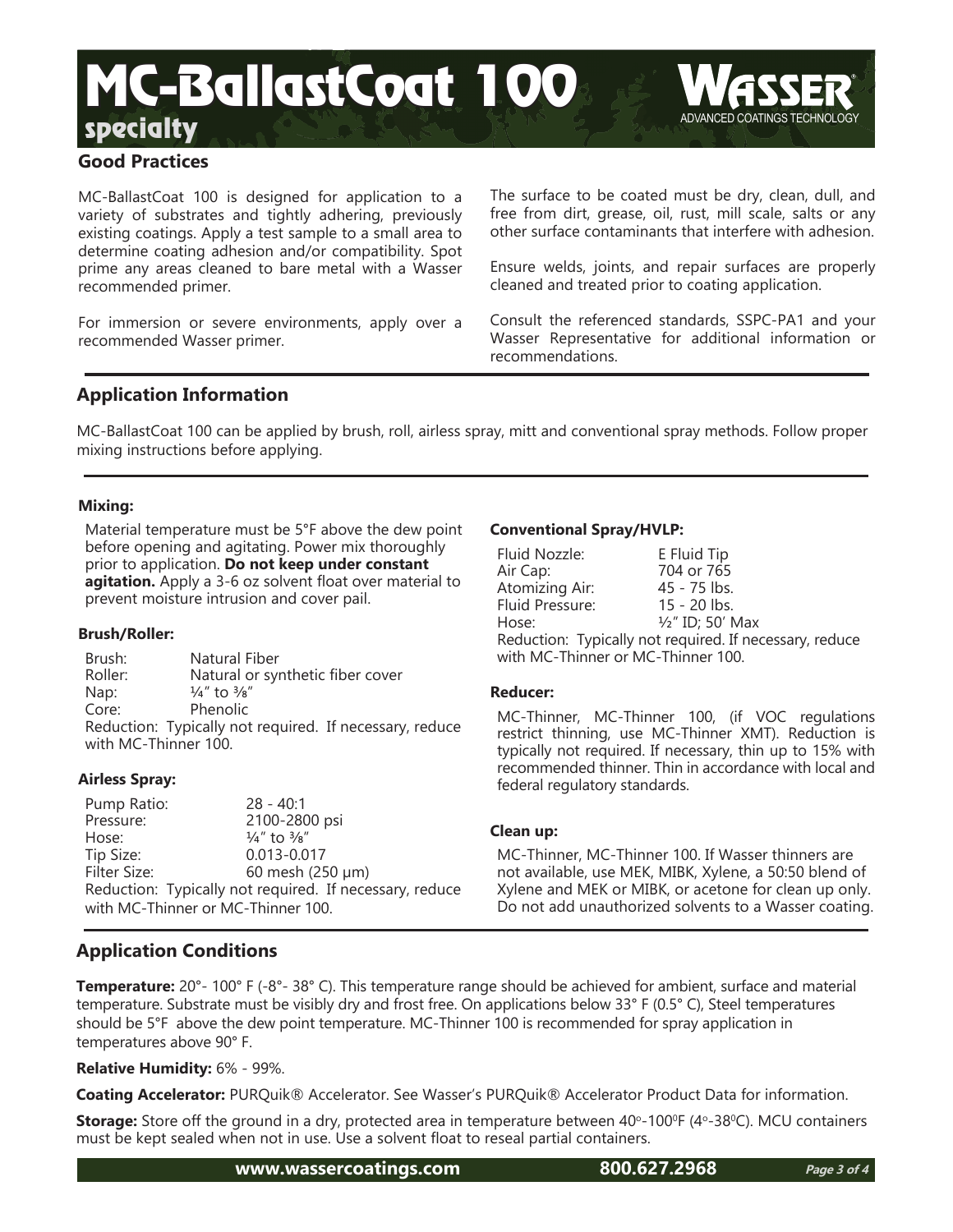# MC-BallastCoat 100

**specialty**

## Good Practices

MC-BallastCoat 100 is designed for application to a variety of substrates and tightly adhering, previously existing coatings. Apply a test sample to a small area to determine coating adhesion and/or compatibility. Spot prime any areas cleaned to bare metal with a Wasser recommended primer.

For immersion or severe environments, apply over a recommended Wasser primer.

The surface to be coated must be dry, clean, dull, and free from dirt, grease, oil, rust, mill scale, salts or any other surface contaminants that interfere with adhesion.

Ensure welds, joints, and repair surfaces are properly cleaned and treated prior to coating application.

Consult the referenced standards, SSPC-PA1 and your Wasser Representative for additional information or recommendations.

## Application Information

MC-BallastCoat 100 can be applied by brush, roll, airless spray, mitt and conventional spray methods. Follow proper mixing instructions before applying.

### Mixing:

Material temperature must be 5°F above the dew point before opening and agitating. Power mix thoroughly prior to application. **Do not keep under constant agitation.** Apply a 3-6 oz solvent float over material to prevent moisture intrusion and cover pail.

### Brush/Roller:

| | |
|---|---|
| Brush: | Natural Fiber |
| Roller: | Natural or synthetic fiber cover |
| Nap: | ¼″ to ⅜″ |
| Core: | Phenolic |

Reduction: Typically not required. If necessary, reduce with MC-Thinner 100.

### Airless Spray:

| | |
|---|---|
| Pump Ratio: | 28 - 40:1 |
| Pressure: | 2100-2800 psi |
| Hose: | ¼″ to ⅜″ |
| Tip Size: | 0.013-0.017 |
| Filter Size: | 60 mesh (250 μm) |

Reduction: Typically not required. If necessary, reduce with MC-Thinner or MC-Thinner 100.

### Conventional Spray/HVLP:

| | |
|---|---|
| Fluid Nozzle: | E Fluid Tip |
| Air Cap: | 704 or 765 |
| Atomizing Air: | 45 - 75 lbs. |
| Fluid Pressure: | 15 - 20 lbs. |
| Hose: | ½″ ID; 50′ Max |

Reduction: Typically not required. If necessary, reduce with MC-Thinner or MC-Thinner 100.

### Reducer:

MC-Thinner, MC-Thinner 100, (if VOC regulations restrict thinning, use MC-Thinner XMT). Reduction is typically not required. If necessary, thin up to 15% with recommended thinner. Thin in accordance with local and federal regulatory standards.

### Clean up:

MC-Thinner, MC-Thinner 100. If Wasser thinners are not available, use MEK, MIBK, Xylene, a 50:50 blend of Xylene and MEK or MIBK, or acetone for clean up only. Do not add unauthorized solvents to a Wasser coating.

## Application Conditions

**Temperature:** 20°- 100° F (-8°- 38° C). This temperature range should be achieved for ambient, surface and material temperature. Substrate must be visibly dry and frost free. On applications below 33° F (0.5° C), Steel temperatures should be 5°F above the dew point temperature. MC-Thinner 100 is recommended for spray application in temperatures above 90° F.

**Relative Humidity:** 6% - 99%.

**Coating Accelerator:** PURQuik® Accelerator. See Wasser's PURQuik® Accelerator Product Data for information.

**Storage:** Store off the ground in a dry, protected area in temperature between 40°-100°F (4°-38°C). MCU containers must be kept sealed when not in use. Use a solvent float to reseal partial containers.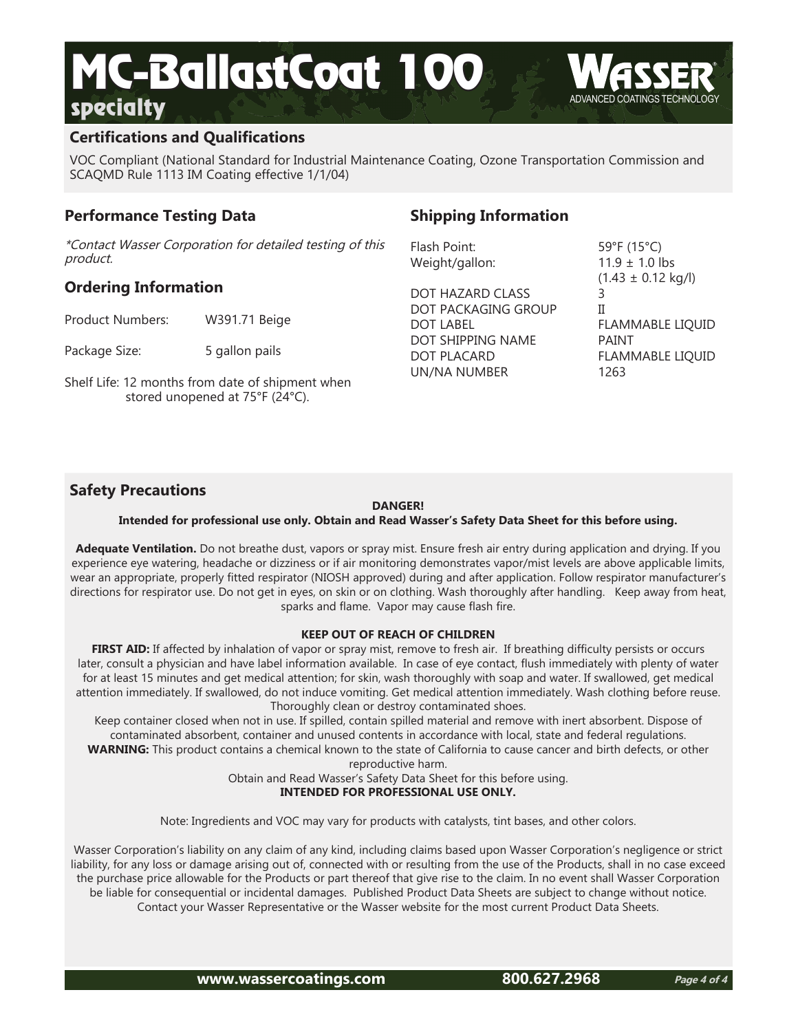# MC-BallastCoat 100

## specialty

WASSER® ADVANCED COATINGS TECHNOLOGY

### Certifications and Qualifications

VOC Compliant (National Standard for Industrial Maintenance Coating, Ozone Transportation Commission and SCAQMD Rule 1113 IM Coating effective 1/1/04)

### Performance Testing Data

*\*Contact Wasser Corporation for detailed testing of this product.*

### Ordering Information

| | |
|---|---|
| Product Numbers: | W391.71 Beige |
| Package Size: | 5 gallon pails |

Shelf Life: 12 months from date of shipment when stored unopened at 75°F (24°C).

### Shipping Information

| | |
|---|---|
| Flash Point: | 59°F (15°C) |
| Weight/gallon: | 11.9 ± 1.0 lbs (1.43 ± 0.12 kg/l) |
| DOT HAZARD CLASS | 3 |
| DOT PACKAGING GROUP | II |
| DOT LABEL | FLAMMABLE LIQUID |
| DOT SHIPPING NAME | PAINT |
| DOT PLACARD | FLAMMABLE LIQUID |
| UN/NA NUMBER | 1263 |

### Safety Precautions

**DANGER!**

**Intended for professional use only. Obtain and Read Wasser's Safety Data Sheet for this before using.**

**Adequate Ventilation.** Do not breathe dust, vapors or spray mist. Ensure fresh air entry during application and drying. If you experience eye watering, headache or dizziness or if air monitoring demonstrates vapor/mist levels are above applicable limits, wear an appropriate, properly fitted respirator (NIOSH approved) during and after application. Follow respirator manufacturer's directions for respirator use. Do not get in eyes, on skin or on clothing. Wash thoroughly after handling. Keep away from heat, sparks and flame. Vapor may cause flash fire.

**KEEP OUT OF REACH OF CHILDREN**

**FIRST AID:** If affected by inhalation of vapor or spray mist, remove to fresh air. If breathing difficulty persists or occurs later, consult a physician and have label information available. In case of eye contact, flush immediately with plenty of water for at least 15 minutes and get medical attention; for skin, wash thoroughly with soap and water. If swallowed, get medical attention immediately. If swallowed, do not induce vomiting. Get medical attention immediately. Wash clothing before reuse. Thoroughly clean or destroy contaminated shoes.

Keep container closed when not in use. If spilled, contain spilled material and remove with inert absorbent. Dispose of contaminated absorbent, container and unused contents in accordance with local, state and federal regulations.

**WARNING:** This product contains a chemical known to the state of California to cause cancer and birth defects, or other reproductive harm.

Obtain and Read Wasser's Safety Data Sheet for this before using.

**INTENDED FOR PROFESSIONAL USE ONLY.**

Note: Ingredients and VOC may vary for products with catalysts, tint bases, and other colors.

Wasser Corporation's liability on any claim of any kind, including claims based upon Wasser Corporation's negligence or strict liability, for any loss or damage arising out of, connected with or resulting from the use of the Products, shall in no case exceed the purchase price allowable for the Products or part thereof that give rise to the claim. In no event shall Wasser Corporation be liable for consequential or incidental damages. Published Product Data Sheets are subject to change without notice. Contact your Wasser Representative or the Wasser website for the most current Product Data Sheets.

**www.wassercoatings.com** **800.627.2968**